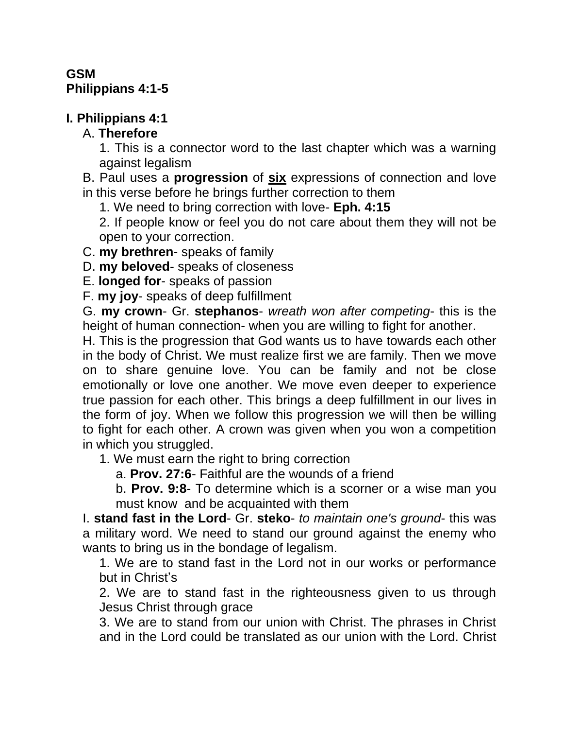**GSM**
**Philippians 4:1-5**

**I. Philippians 4:1**

A. **Therefore**

1. This is a connector word to the last chapter which was a warning against legalism

B. Paul uses a **progression** of **<u>six</u>** expressions of connection and love in this verse before he brings further correction to them

1. We need to bring correction with love- **Eph. 4:15**
2. If people know or feel you do not care about them they will not be open to your correction.

C. **my brethren**- speaks of family

D. **my beloved**- speaks of closeness

E. **longed for**- speaks of passion

F. **my joy**- speaks of deep fulfillment

G. **my crown**- Gr. **stephanos**- *wreath won after competing*- this is the height of human connection- when you are willing to fight for another.

H. This is the progression that God wants us to have towards each other in the body of Christ. We must realize first we are family. Then we move on to share genuine love. You can be family and not be close emotionally or love one another. We move even deeper to experience true passion for each other. This brings a deep fulfillment in our lives in the form of joy. When we follow this progression we will then be willing to fight for each other. A crown was given when you won a competition in which you struggled.

1. We must earn the right to bring correction
   a. **Prov. 27:6**- Faithful are the wounds of a friend
   b. **Prov. 9:8**- To determine which is a scorner or a wise man you must know and be acquainted with them

I. **stand fast in the Lord**- Gr. **steko**- *to maintain one's ground*- this was a military word. We need to stand our ground against the enemy who wants to bring us in the bondage of legalism.

1. We are to stand fast in the Lord not in our works or performance but in Christ's
2. We are to stand fast in the righteousness given to us through Jesus Christ through grace
3. We are to stand from our union with Christ. The phrases in Christ and in the Lord could be translated as our union with the Lord. Christ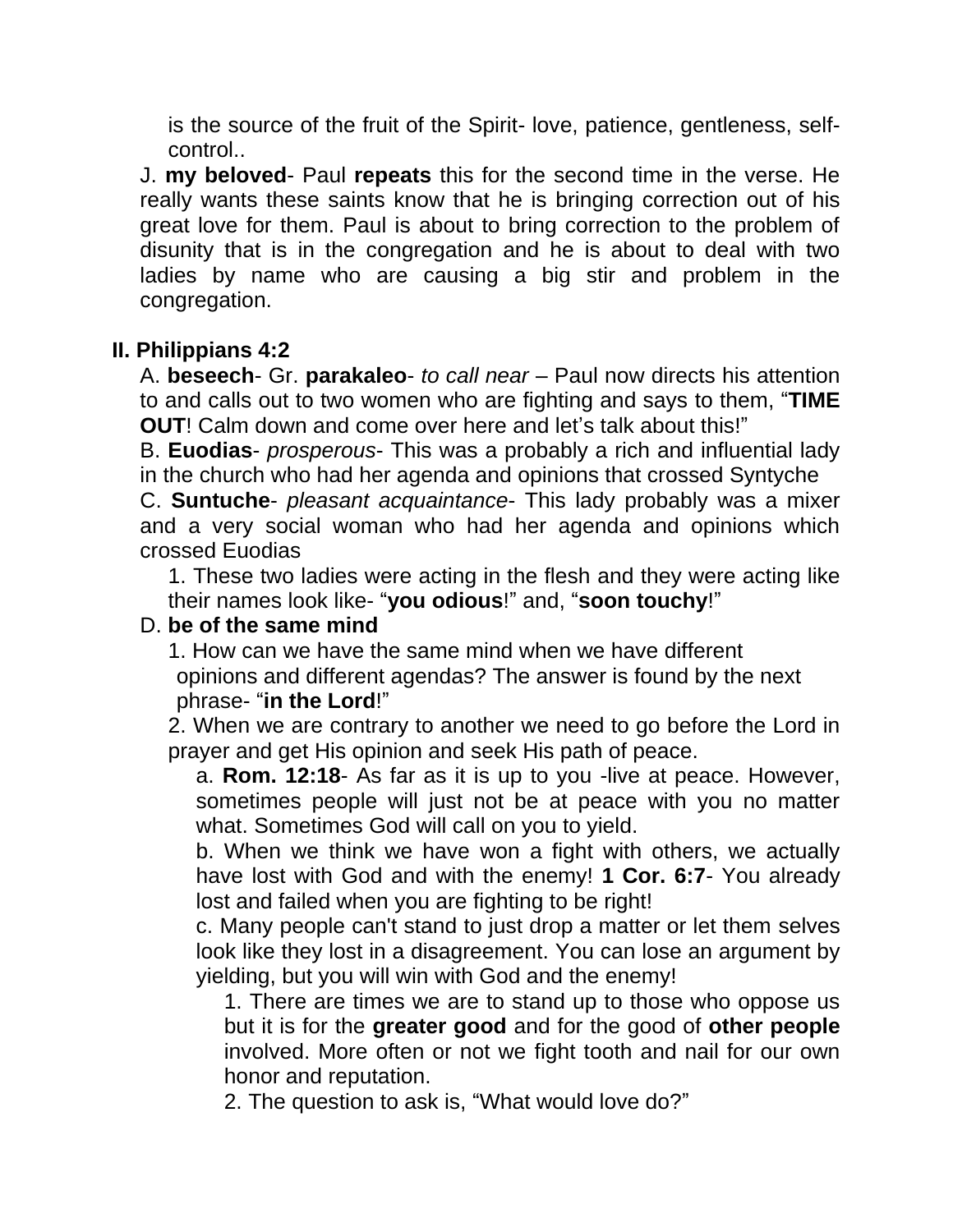is the source of the fruit of the Spirit- love, patience, gentleness, self-control..

J. **my beloved**- Paul **repeats** this for the second time in the verse. He really wants these saints know that he is bringing correction out of his great love for them. Paul is about to bring correction to the problem of disunity that is in the congregation and he is about to deal with two ladies by name who are causing a big stir and problem in the congregation.

## II. Philippians 4:2

A. **beseech**- Gr. **parakaleo**- *to call near* – Paul now directs his attention to and calls out to two women who are fighting and says to them, "**TIME OUT**! Calm down and come over here and let's talk about this!"

B. **Euodias**- *prosperous*- This was a probably a rich and influential lady in the church who had her agenda and opinions that crossed Syntyche

C. **Suntuche**- *pleasant acquaintance*- This lady probably was a mixer and a very social woman who had her agenda and opinions which crossed Euodias

1. These two ladies were acting in the flesh and they were acting like their names look like- "**you odious**!" and, "**soon touchy**!"

D. **be of the same mind**

1. How can we have the same mind when we have different opinions and different agendas? The answer is found by the next phrase- "**in the Lord**!"

2. When we are contrary to another we need to go before the Lord in prayer and get His opinion and seek His path of peace.

a. **Rom. 12:18**- As far as it is up to you -live at peace. However, sometimes people will just not be at peace with you no matter what. Sometimes God will call on you to yield.

b. When we think we have won a fight with others, we actually have lost with God and with the enemy! **1 Cor. 6:7**- You already lost and failed when you are fighting to be right!

c. Many people can't stand to just drop a matter or let them selves look like they lost in a disagreement. You can lose an argument by yielding, but you will win with God and the enemy!

1. There are times we are to stand up to those who oppose us but it is for the **greater good** and for the good of **other people** involved. More often or not we fight tooth and nail for our own honor and reputation.

2. The question to ask is, "What would love do?"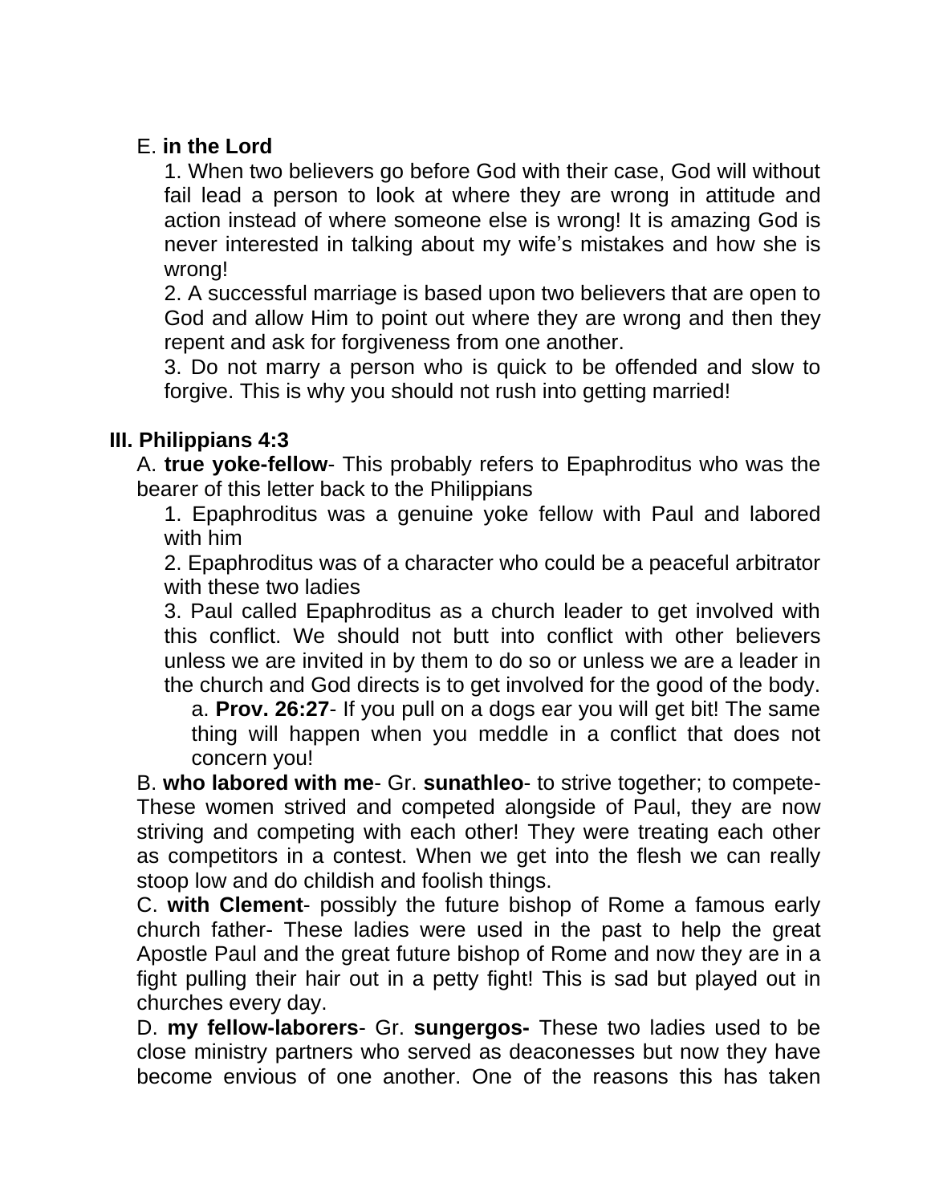E. **in the Lord**

1. When two believers go before God with their case, God will without fail lead a person to look at where they are wrong in attitude and action instead of where someone else is wrong! It is amazing God is never interested in talking about my wife's mistakes and how she is wrong!
2. A successful marriage is based upon two believers that are open to God and allow Him to point out where they are wrong and then they repent and ask for forgiveness from one another.
3. Do not marry a person who is quick to be offended and slow to forgive. This is why you should not rush into getting married!

**III. Philippians 4:3**

A. **true yoke-fellow**- This probably refers to Epaphroditus who was the bearer of this letter back to the Philippians

1. Epaphroditus was a genuine yoke fellow with Paul and labored with him
2. Epaphroditus was of a character who could be a peaceful arbitrator with these two ladies
3. Paul called Epaphroditus as a church leader to get involved with this conflict. We should not butt into conflict with other believers unless we are invited in by them to do so or unless we are a leader in the church and God directs is to get involved for the good of the body.
   a. **Prov. 26:27**- If you pull on a dogs ear you will get bit! The same thing will happen when you meddle in a conflict that does not concern you!

B. **who labored with me**- Gr. **sunathleo**- to strive together; to compete- These women strived and competed alongside of Paul, they are now striving and competing with each other! They were treating each other as competitors in a contest. When we get into the flesh we can really stoop low and do childish and foolish things.

C. **with Clement**- possibly the future bishop of Rome a famous early church father- These ladies were used in the past to help the great Apostle Paul and the great future bishop of Rome and now they are in a fight pulling their hair out in a petty fight! This is sad but played out in churches every day.

D. **my fellow-laborers**- Gr. **sungergos-** These two ladies used to be close ministry partners who served as deaconesses but now they have become envious of one another. One of the reasons this has taken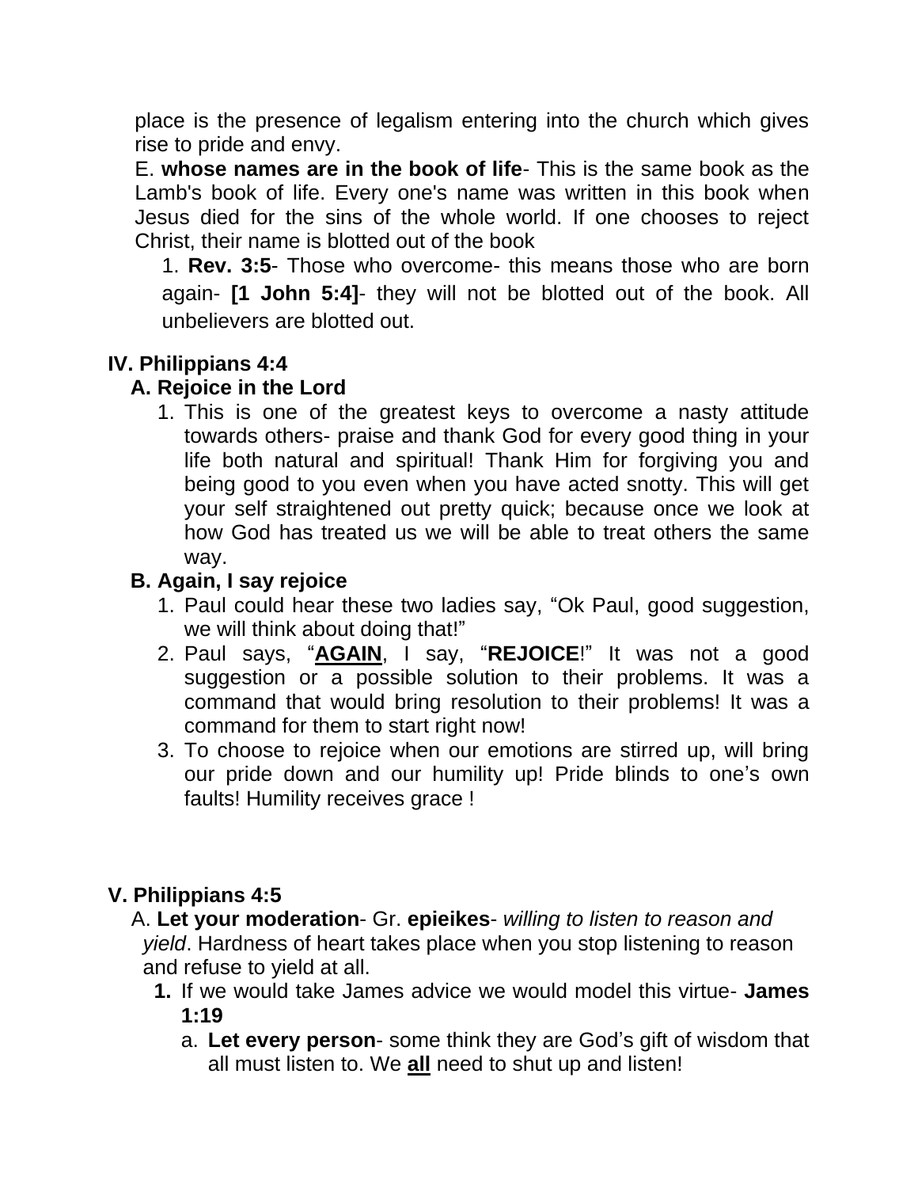place is the presence of legalism entering into the church which gives rise to pride and envy.

E. **whose names are in the book of life**- This is the same book as the Lamb's book of life. Every one's name was written in this book when Jesus died for the sins of the whole world. If one chooses to reject Christ, their name is blotted out of the book

1. **Rev. 3:5**- Those who overcome- this means those who are born again- **[1 John 5:4]**- they will not be blotted out of the book. All unbelievers are blotted out.

## IV. Philippians 4:4

### A. Rejoice in the Lord

1. This is one of the greatest keys to overcome a nasty attitude towards others- praise and thank God for every good thing in your life both natural and spiritual! Thank Him for forgiving you and being good to you even when you have acted snotty. This will get your self straightened out pretty quick; because once we look at how God has treated us we will be able to treat others the same way.

### B. Again, I say rejoice

1. Paul could hear these two ladies say, "Ok Paul, good suggestion, we will think about doing that!"
2. Paul says, "**<u>AGAIN</u>**, I say, "**REJOICE**!" It was not a good suggestion or a possible solution to their problems. It was a command that would bring resolution to their problems! It was a command for them to start right now!
3. To choose to rejoice when our emotions are stirred up, will bring our pride down and our humility up! Pride blinds to one's own faults! Humility receives grace !

## V. Philippians 4:5

A. **Let your moderation**- Gr. **epieikes**- *willing to listen to reason and yield*. Hardness of heart takes place when you stop listening to reason and refuse to yield at all.

1. If we would take James advice we would model this virtue- **James 1:19**
   a. **Let every person**- some think they are God's gift of wisdom that all must listen to. We **<u>all</u>** need to shut up and listen!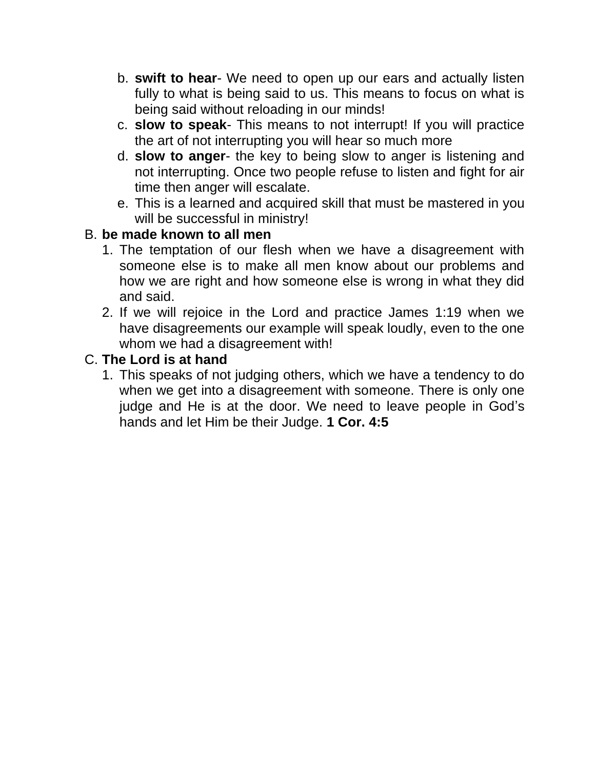b. **swift to hear**- We need to open up our ears and actually listen fully to what is being said to us. This means to focus on what is being said without reloading in our minds!
   c. **slow to speak**- This means to not interrupt! If you will practice the art of not interrupting you will hear so much more
   d. **slow to anger**- the key to being slow to anger is listening and not interrupting. Once two people refuse to listen and fight for air time then anger will escalate.
   e. This is a learned and acquired skill that must be mastered in you will be successful in ministry!

B. **be made known to all men**

   1. The temptation of our flesh when we have a disagreement with someone else is to make all men know about our problems and how we are right and how someone else is wrong in what they did and said.
   2. If we will rejoice in the Lord and practice James 1:19 when we have disagreements our example will speak loudly, even to the one whom we had a disagreement with!

C. **The Lord is at hand**

   1. This speaks of not judging others, which we have a tendency to do when we get into a disagreement with someone. There is only one judge and He is at the door. We need to leave people in God's hands and let Him be their Judge. **1 Cor. 4:5**